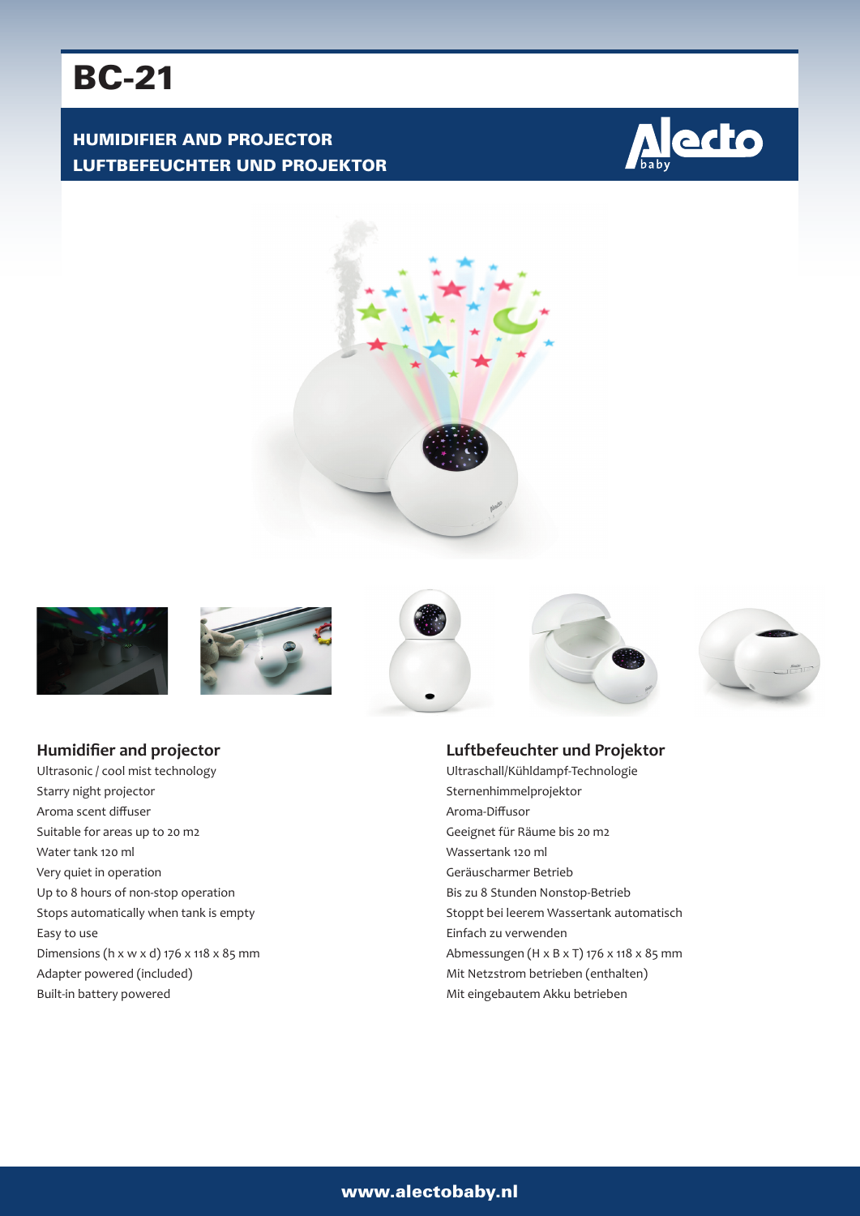# BC-21

## HUMIDIFIER AND PROJECTOR
## LUFTBEFEUCHTER UND PROJEKTOR

### Humidifier and projector

Ultrasonic / cool mist technology
Starry night projector
Aroma scent diffuser
Suitable for areas up to 20 m2
Water tank 120 ml
Very quiet in operation
Up to 8 hours of non-stop operation
Stops automatically when tank is empty
Easy to use
Dimensions (h x w x d) 176 x 118 x 85 mm
Adapter powered (included)
Built-in battery powered

### Luftbefeuchter und Projektor

Ultraschall/Kühldampf-Technologie
Sternenhimmelprojektor
Aroma-Diffusor
Geeignet für Räume bis 20 m2
Wassertank 120 ml
Geräuscharmer Betrieb
Bis zu 8 Stunden Nonstop-Betrieb
Stoppt bei leerem Wassertank automatisch
Einfach zu verwenden
Abmessungen (H x B x T) 176 x 118 x 85 mm
Mit Netzstrom betrieben (enthalten)
Mit eingebautem Akku betrieben

www.alectobaby.nl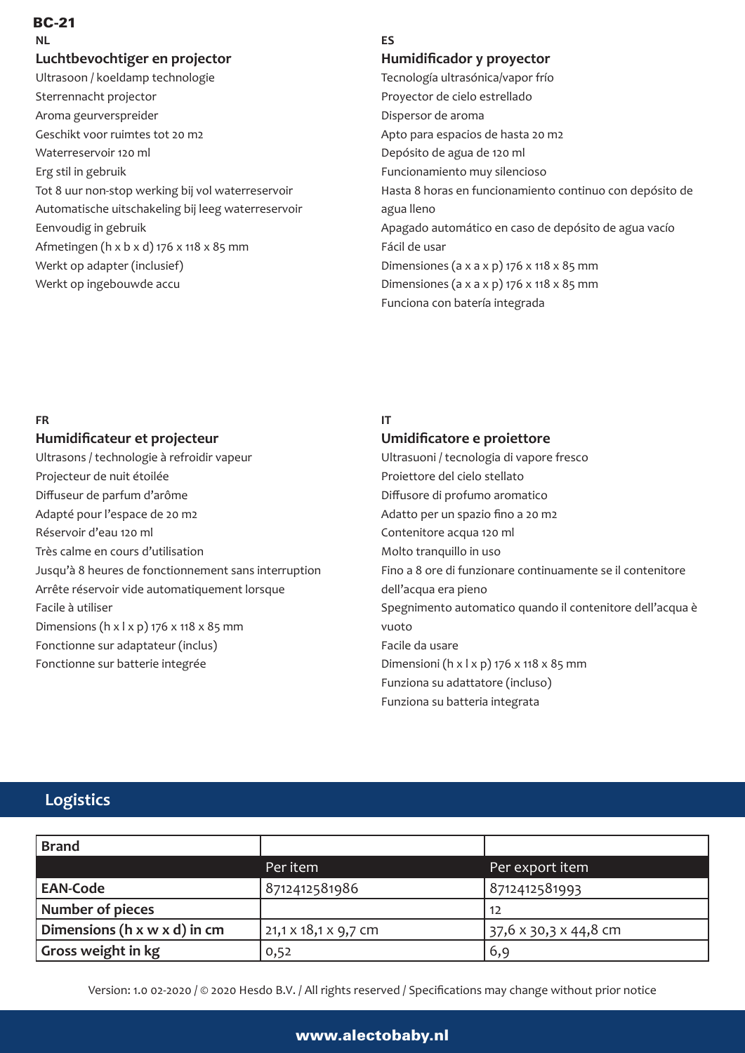**BC-21**

NL

### Luchtbevochtiger en projector

Ultrasoon / koeldamp technologie
Sterrennacht projector
Aroma geurverspreider
Geschikt voor ruimtes tot 20 m2
Waterreservoir 120 ml
Erg stil in gebruik
Tot 8 uur non-stop werking bij vol waterreservoir
Automatische uitschakeling bij leeg waterreservoir
Eenvoudig in gebruik
Afmetingen (h x b x d) 176 x 118 x 85 mm
Werkt op adapter (inclusief)
Werkt op ingebouwde accu

ES

### Humidificador y proyector

Tecnología ultrasónica/vapor frío
Proyector de cielo estrellado
Dispersor de aroma
Apto para espacios de hasta 20 m2
Depósito de agua de 120 ml
Funcionamiento muy silencioso
Hasta 8 horas en funcionamiento continuo con depósito de agua lleno
Apagado automático en caso de depósito de agua vacío
Fácil de usar
Dimensiones (a x a x p) 176 x 118 x 85 mm
Dimensiones (a x a x p) 176 x 118 x 85 mm
Funciona con batería integrada

FR

### Humidificateur et projecteur

Ultrasons / technologie à refroidir vapeur
Projecteur de nuit étoilée
Diffuseur de parfum d'arôme
Adapté pour l'espace de 20 m2
Réservoir d'eau 120 ml
Très calme en cours d'utilisation
Jusqu'à 8 heures de fonctionnement sans interruption
Arrête réservoir vide automatiquement lorsque
Facile à utiliser
Dimensions (h x l x p) 176 x 118 x 85 mm
Fonctionne sur adaptateur (inclus)
Fonctionne sur batterie integrée

IT

### Umidificatore e proiettore

Ultrasuoni / tecnologia di vapore fresco
Proiettore del cielo stellato
Diffusore di profumo aromatico
Adatto per un spazio fino a 20 m2
Contenitore acqua 120 ml
Molto tranquillo in uso
Fino a 8 ore di funzionare continuamente se il contenitore dell'acqua era pieno
Spegnimento automatico quando il contenitore dell'acqua è vuoto
Facile da usare
Dimensioni (h x l x p) 176 x 118 x 85 mm
Funziona su adattatore (incluso)
Funziona su batteria integrata

## Logistics

| Brand | | |
|---|---|---|
| | Per item | Per export item |
| EAN-Code | 8712412581986 | 8712412581993 |
| Number of pieces | | 12 |
| Dimensions (h x w x d) in cm | 21,1 x 18,1 x 9,7 cm | 37,6 x 30,3 x 44,8 cm |
| Gross weight in kg | 0,52 | 6,9 |

Version: 1.0 02-2020 / © 2020 Hesdo B.V. / All rights reserved / Specifications may change without prior notice

www.alectobaby.nl